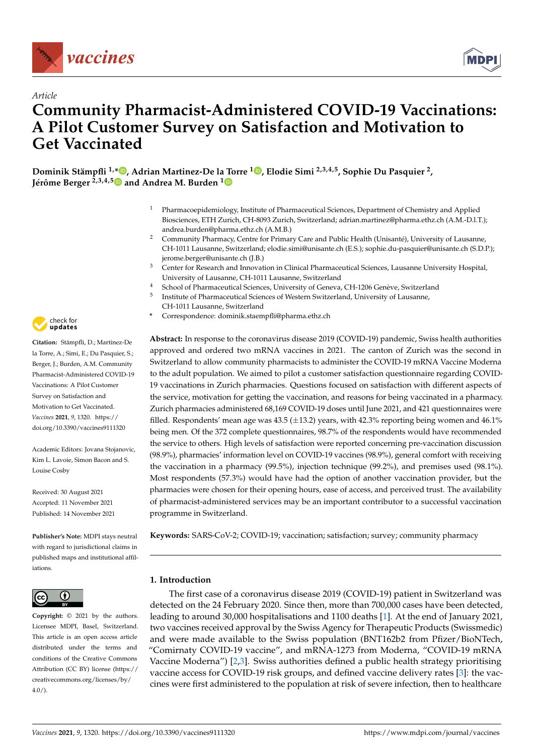*Article*

# Community Pharmacist-Administered COVID-19 Vaccinations: A Pilot Customer Survey on Satisfaction and Motivation to Get Vaccinated

**Dominik Stämpfli [1,*], Adrian Martinez-De la Torre [1], Elodie Simi [2,3,4,5], Sophie Du Pasquier [2], Jérôme Berger [2,3,4,5] and Andrea M. Burden [1]**

1. Pharmacoepidemiology, Institute of Pharmaceutical Sciences, Department of Chemistry and Applied Biosciences, ETH Zurich, CH-8093 Zurich, Switzerland; adrian.martinez@pharma.ethz.ch (A.M.-D.l.T.); andrea.burden@pharma.ethz.ch (A.M.B.)
2. Community Pharmacy, Centre for Primary Care and Public Health (Unisanté), University of Lausanne, CH-1011 Lausanne, Switzerland; elodie.simi@unisante.ch (E.S.); sophie.du-pasquier@unisante.ch (S.D.P.); jerome.berger@unisante.ch (J.B.)
3. Center for Research and Innovation in Clinical Pharmaceutical Sciences, Lausanne University Hospital, University of Lausanne, CH-1011 Lausanne, Switzerland
4. School of Pharmaceutical Sciences, University of Geneva, CH-1206 Genève, Switzerland
5. Institute of Pharmaceutical Sciences of Western Switzerland, University of Lausanne, CH-1011 Lausanne, Switzerland

\* Correspondence: dominik.staempfli@pharma.ethz.ch

**Citation:** Stämpfli, D.; Martinez-De la Torre, A.; Simi, E.; Du Pasquier, S.; Berger, J.; Burden, A.M. Community Pharmacist-Administered COVID-19 Vaccinations: A Pilot Customer Survey on Satisfaction and Motivation to Get Vaccinated. *Vaccines* **2021**, *9*, 1320. https://doi.org/10.3390/vaccines9111320

Academic Editors: Jovana Stojanovic, Kim L. Lavoie, Simon Bacon and S. Louise Cosby

Received: 30 August 2021
Accepted: 11 November 2021
Published: 14 November 2021

**Publisher's Note:** MDPI stays neutral with regard to jurisdictional claims in published maps and institutional affiliations.

**Copyright:** © 2021 by the authors. Licensee MDPI, Basel, Switzerland. This article is an open access article distributed under the terms and conditions of the Creative Commons Attribution (CC BY) license (https://creativecommons.org/licenses/by/4.0/).

**Abstract:** In response to the coronavirus disease 2019 (COVID-19) pandemic, Swiss health authorities approved and ordered two mRNA vaccines in 2021. The canton of Zurich was the second in Switzerland to allow community pharmacists to administer the COVID-19 mRNA Vaccine Moderna to the adult population. We aimed to pilot a customer satisfaction questionnaire regarding COVID-19 vaccinations in Zurich pharmacies. Questions focused on satisfaction with different aspects of the service, motivation for getting the vaccination, and reasons for being vaccinated in a pharmacy. Zurich pharmacies administered 68,169 COVID-19 doses until June 2021, and 421 questionnaires were filled. Respondents' mean age was 43.5 (±13.2) years, with 42.3% reporting being women and 46.1% being men. Of the 372 complete questionnaires, 98.7% of the respondents would have recommended the service to others. High levels of satisfaction were reported concerning pre-vaccination discussion (98.9%), pharmacies' information level on COVID-19 vaccines (98.9%), general comfort with receiving the vaccination in a pharmacy (99.5%), injection technique (99.2%), and premises used (98.1%). Most respondents (57.3%) would have had the option of another vaccination provider, but the pharmacies were chosen for their opening hours, ease of access, and perceived trust. The availability of pharmacist-administered services may be an important contributor to a successful vaccination programme in Switzerland.

**Keywords:** SARS-CoV-2; COVID-19; vaccination; satisfaction; survey; community pharmacy

## 1. Introduction

The first case of a coronavirus disease 2019 (COVID-19) patient in Switzerland was detected on the 24 February 2020. Since then, more than 700,000 cases have been detected, leading to around 30,000 hospitalisations and 1100 deaths [1]. At the end of January 2021, two vaccines received approval by the Swiss Agency for Therapeutic Products (Swissmedic) and were made available to the Swiss population (BNT162b2 from Pfizer/BioNTech, "Comirnaty COVID-19 vaccine", and mRNA-1273 from Moderna, "COVID-19 mRNA Vaccine Moderna") [2,3]. Swiss authorities defined a public health strategy prioritising vaccine access for COVID-19 risk groups, and defined vaccine delivery rates [3]: the vaccines were first administered to the population at risk of severe infection, then to healthcare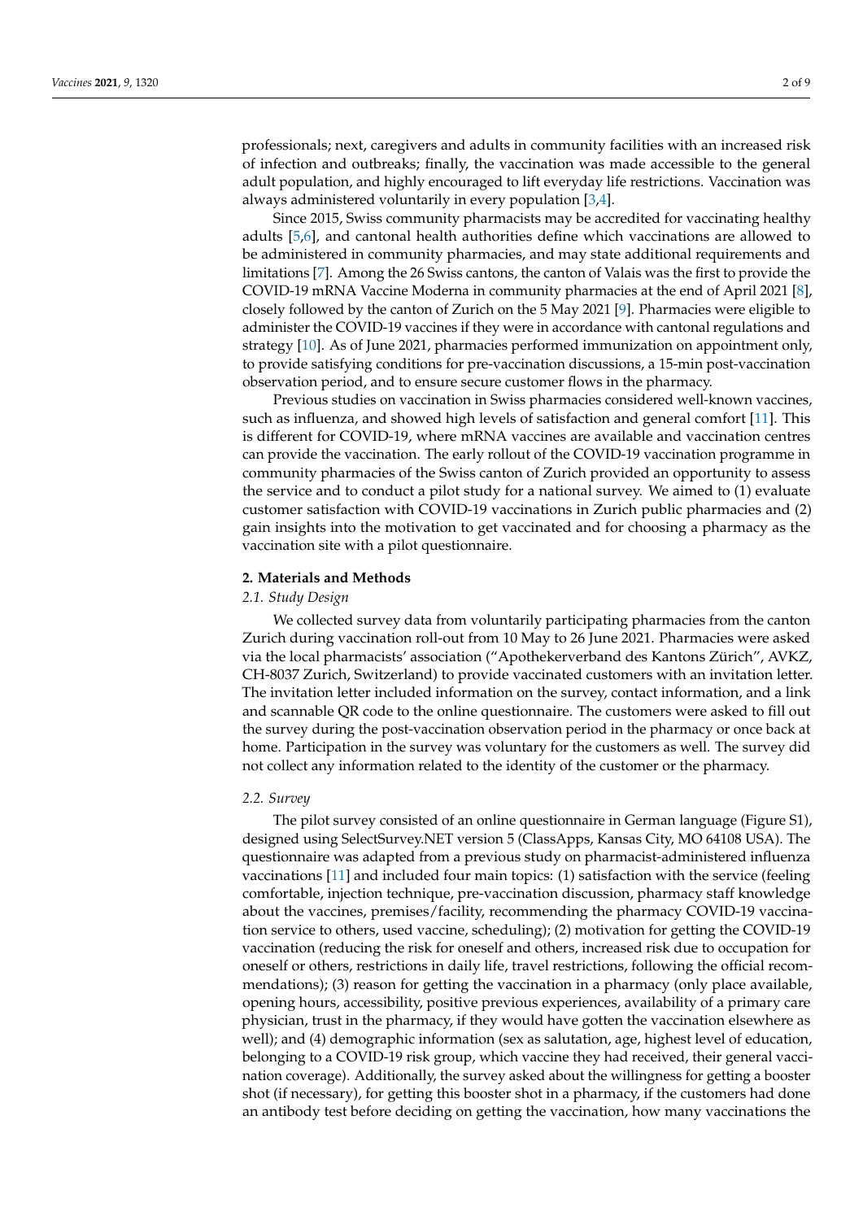professionals; next, caregivers and adults in community facilities with an increased risk of infection and outbreaks; finally, the vaccination was made accessible to the general adult population, and highly encouraged to lift everyday life restrictions. Vaccination was always administered voluntarily in every population [3,4].

Since 2015, Swiss community pharmacists may be accredited for vaccinating healthy adults [5,6], and cantonal health authorities define which vaccinations are allowed to be administered in community pharmacies, and may state additional requirements and limitations [7]. Among the 26 Swiss cantons, the canton of Valais was the first to provide the COVID-19 mRNA Vaccine Moderna in community pharmacies at the end of April 2021 [8], closely followed by the canton of Zurich on the 5 May 2021 [9]. Pharmacies were eligible to administer the COVID-19 vaccines if they were in accordance with cantonal regulations and strategy [10]. As of June 2021, pharmacies performed immunization on appointment only, to provide satisfying conditions for pre-vaccination discussions, a 15-min post-vaccination observation period, and to ensure secure customer flows in the pharmacy.

Previous studies on vaccination in Swiss pharmacies considered well-known vaccines, such as influenza, and showed high levels of satisfaction and general comfort [11]. This is different for COVID-19, where mRNA vaccines are available and vaccination centres can provide the vaccination. The early rollout of the COVID-19 vaccination programme in community pharmacies of the Swiss canton of Zurich provided an opportunity to assess the service and to conduct a pilot study for a national survey. We aimed to (1) evaluate customer satisfaction with COVID-19 vaccinations in Zurich public pharmacies and (2) gain insights into the motivation to get vaccinated and for choosing a pharmacy as the vaccination site with a pilot questionnaire.

## 2. Materials and Methods

### 2.1. Study Design

We collected survey data from voluntarily participating pharmacies from the canton Zurich during vaccination roll-out from 10 May to 26 June 2021. Pharmacies were asked via the local pharmacists' association ("Apothekerverband des Kantons Zürich", AVKZ, CH-8037 Zurich, Switzerland) to provide vaccinated customers with an invitation letter. The invitation letter included information on the survey, contact information, and a link and scannable QR code to the online questionnaire. The customers were asked to fill out the survey during the post-vaccination observation period in the pharmacy or once back at home. Participation in the survey was voluntary for the customers as well. The survey did not collect any information related to the identity of the customer or the pharmacy.

### 2.2. Survey

The pilot survey consisted of an online questionnaire in German language (Figure S1), designed using SelectSurvey.NET version 5 (ClassApps, Kansas City, MO 64108 USA). The questionnaire was adapted from a previous study on pharmacist-administered influenza vaccinations [11] and included four main topics: (1) satisfaction with the service (feeling comfortable, injection technique, pre-vaccination discussion, pharmacy staff knowledge about the vaccines, premises/facility, recommending the pharmacy COVID-19 vaccination service to others, used vaccine, scheduling); (2) motivation for getting the COVID-19 vaccination (reducing the risk for oneself and others, increased risk due to occupation for oneself or others, restrictions in daily life, travel restrictions, following the official recommendations); (3) reason for getting the vaccination in a pharmacy (only place available, opening hours, accessibility, positive previous experiences, availability of a primary care physician, trust in the pharmacy, if they would have gotten the vaccination elsewhere as well); and (4) demographic information (sex as salutation, age, highest level of education, belonging to a COVID-19 risk group, which vaccine they had received, their general vaccination coverage). Additionally, the survey asked about the willingness for getting a booster shot (if necessary), for getting this booster shot in a pharmacy, if the customers had done an antibody test before deciding on getting the vaccination, how many vaccinations the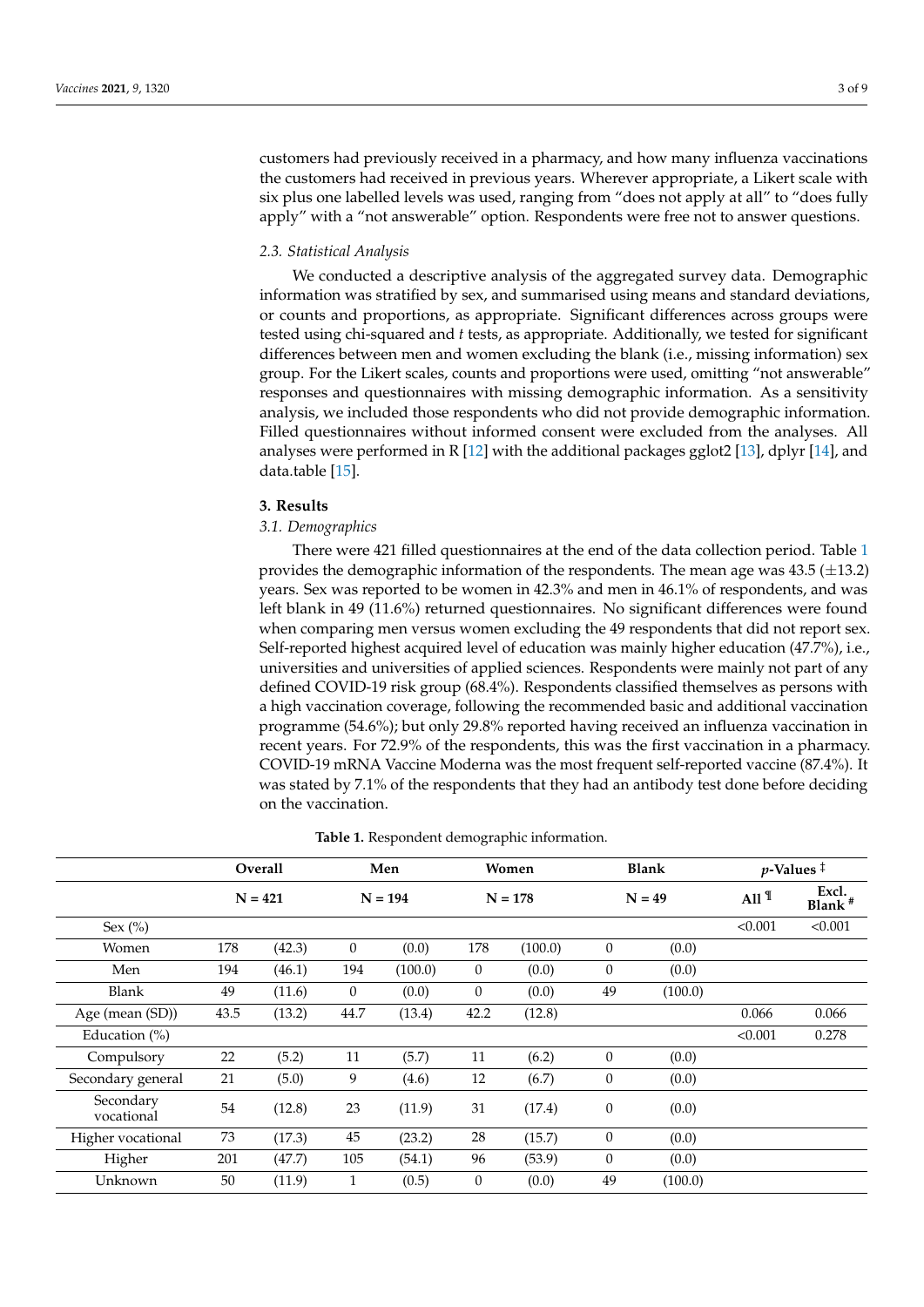customers had previously received in a pharmacy, and how many influenza vaccinations the customers had received in previous years. Wherever appropriate, a Likert scale with six plus one labelled levels was used, ranging from "does not apply at all" to "does fully apply" with a "not answerable" option. Respondents were free not to answer questions.

### 2.3. Statistical Analysis

We conducted a descriptive analysis of the aggregated survey data. Demographic information was stratified by sex, and summarised using means and standard deviations, or counts and proportions, as appropriate. Significant differences across groups were tested using chi-squared and *t* tests, as appropriate. Additionally, we tested for significant differences between men and women excluding the blank (i.e., missing information) sex group. For the Likert scales, counts and proportions were used, omitting "not answerable" responses and questionnaires with missing demographic information. As a sensitivity analysis, we included those respondents who did not provide demographic information. Filled questionnaires without informed consent were excluded from the analyses. All analyses were performed in R [12] with the additional packages gglot2 [13], dplyr [14], and data.table [15].

## 3. Results

### 3.1. Demographics

There were 421 filled questionnaires at the end of the data collection period. Table 1 provides the demographic information of the respondents. The mean age was 43.5 (±13.2) years. Sex was reported to be women in 42.3% and men in 46.1% of respondents, and was left blank in 49 (11.6%) returned questionnaires. No significant differences were found when comparing men versus women excluding the 49 respondents that did not report sex. Self-reported highest acquired level of education was mainly higher education (47.7%), i.e., universities and universities of applied sciences. Respondents were mainly not part of any defined COVID-19 risk group (68.4%). Respondents classified themselves as persons with a high vaccination coverage, following the recommended basic and additional vaccination programme (54.6%); but only 29.8% reported having received an influenza vaccination in recent years. For 72.9% of the respondents, this was the first vaccination in a pharmacy. COVID-19 mRNA Vaccine Moderna was the most frequent self-reported vaccine (87.4%). It was stated by 7.1% of the respondents that they had an antibody test done before deciding on the vaccination.

**Table 1.** Respondent demographic information.

| | Overall | | Men | | Women | | Blank | | *p*-Values ‡ | |
|---|---|---|---|---|---|---|---|---|---|---|
| | N = 421 | | N = 194 | | N = 178 | | N = 49 | | All ¶ | Excl. Blank # |
| Sex (%) | | | | | | | | | <0.001 | <0.001 |
| Women | 178 | (42.3) | 0 | (0.0) | 178 | (100.0) | 0 | (0.0) | | |
| Men | 194 | (46.1) | 194 | (100.0) | 0 | (0.0) | 0 | (0.0) | | |
| Blank | 49 | (11.6) | 0 | (0.0) | 0 | (0.0) | 49 | (100.0) | | |
| Age (mean (SD)) | 43.5 | (13.2) | 44.7 | (13.4) | 42.2 | (12.8) | | | 0.066 | 0.066 |
| Education (%) | | | | | | | | | <0.001 | 0.278 |
| Compulsory | 22 | (5.2) | 11 | (5.7) | 11 | (6.2) | 0 | (0.0) | | |
| Secondary general | 21 | (5.0) | 9 | (4.6) | 12 | (6.7) | 0 | (0.0) | | |
| Secondary vocational | 54 | (12.8) | 23 | (11.9) | 31 | (17.4) | 0 | (0.0) | | |
| Higher vocational | 73 | (17.3) | 45 | (23.2) | 28 | (15.7) | 0 | (0.0) | | |
| Higher | 201 | (47.7) | 105 | (54.1) | 96 | (53.9) | 0 | (0.0) | | |
| Unknown | 50 | (11.9) | 1 | (0.5) | 0 | (0.0) | 49 | (100.0) | | |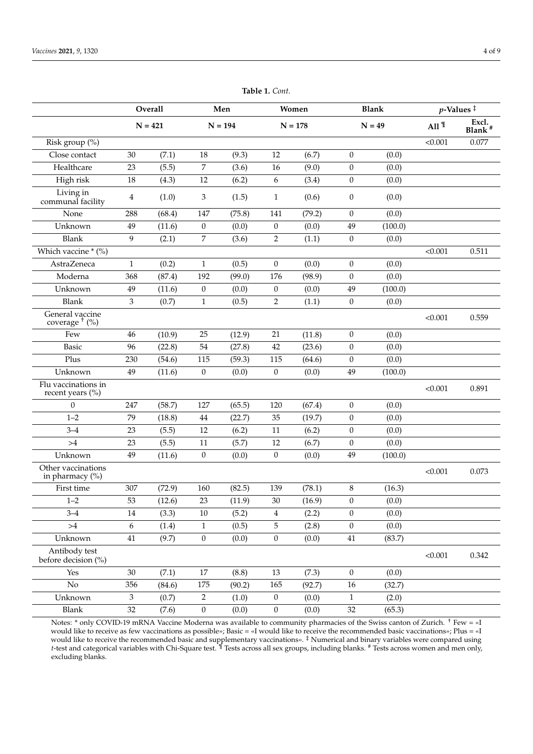**Table 1.** *Cont.*

| | Overall | | Men | | Women | | Blank | | *p*-Values ‡ | |
|---|---|---|---|---|---|---|---|---|---|---|
| | N = 421 | | N = 194 | | N = 178 | | N = 49 | | All ¶ | Excl. Blank # |
| Risk group (%) | | | | | | | | | <0.001 | 0.077 |
| Close contact | 30 | (7.1) | 18 | (9.3) | 12 | (6.7) | 0 | (0.0) | | |
| Healthcare | 23 | (5.5) | 7 | (3.6) | 16 | (9.0) | 0 | (0.0) | | |
| High risk | 18 | (4.3) | 12 | (6.2) | 6 | (3.4) | 0 | (0.0) | | |
| Living in communal facility | 4 | (1.0) | 3 | (1.5) | 1 | (0.6) | 0 | (0.0) | | |
| None | 288 | (68.4) | 147 | (75.8) | 141 | (79.2) | 0 | (0.0) | | |
| Unknown | 49 | (11.6) | 0 | (0.0) | 0 | (0.0) | 49 | (100.0) | | |
| Blank | 9 | (2.1) | 7 | (3.6) | 2 | (1.1) | 0 | (0.0) | | |
| Which vaccine * (%) | | | | | | | | | <0.001 | 0.511 |
| AstraZeneca | 1 | (0.2) | 1 | (0.5) | 0 | (0.0) | 0 | (0.0) | | |
| Moderna | 368 | (87.4) | 192 | (99.0) | 176 | (98.9) | 0 | (0.0) | | |
| Unknown | 49 | (11.6) | 0 | (0.0) | 0 | (0.0) | 49 | (100.0) | | |
| Blank | 3 | (0.7) | 1 | (0.5) | 2 | (1.1) | 0 | (0.0) | | |
| General vaccine coverage † (%) | | | | | | | | | <0.001 | 0.559 |
| Few | 46 | (10.9) | 25 | (12.9) | 21 | (11.8) | 0 | (0.0) | | |
| Basic | 96 | (22.8) | 54 | (27.8) | 42 | (23.6) | 0 | (0.0) | | |
| Plus | 230 | (54.6) | 115 | (59.3) | 115 | (64.6) | 0 | (0.0) | | |
| Unknown | 49 | (11.6) | 0 | (0.0) | 0 | (0.0) | 49 | (100.0) | | |
| Flu vaccinations in recent years (%) | | | | | | | | | <0.001 | 0.891 |
| 0 | 247 | (58.7) | 127 | (65.5) | 120 | (67.4) | 0 | (0.0) | | |
| 1–2 | 79 | (18.8) | 44 | (22.7) | 35 | (19.7) | 0 | (0.0) | | |
| 3–4 | 23 | (5.5) | 12 | (6.2) | 11 | (6.2) | 0 | (0.0) | | |
| >4 | 23 | (5.5) | 11 | (5.7) | 12 | (6.7) | 0 | (0.0) | | |
| Unknown | 49 | (11.6) | 0 | (0.0) | 0 | (0.0) | 49 | (100.0) | | |
| Other vaccinations in pharmacy (%) | | | | | | | | | <0.001 | 0.073 |
| First time | 307 | (72.9) | 160 | (82.5) | 139 | (78.1) | 8 | (16.3) | | |
| 1–2 | 53 | (12.6) | 23 | (11.9) | 30 | (16.9) | 0 | (0.0) | | |
| 3–4 | 14 | (3.3) | 10 | (5.2) | 4 | (2.2) | 0 | (0.0) | | |
| >4 | 6 | (1.4) | 1 | (0.5) | 5 | (2.8) | 0 | (0.0) | | |
| Unknown | 41 | (9.7) | 0 | (0.0) | 0 | (0.0) | 41 | (83.7) | | |
| Antibody test before decision (%) | | | | | | | | | <0.001 | 0.342 |
| Yes | 30 | (7.1) | 17 | (8.8) | 13 | (7.3) | 0 | (0.0) | | |
| No | 356 | (84.6) | 175 | (90.2) | 165 | (92.7) | 16 | (32.7) | | |
| Unknown | 3 | (0.7) | 2 | (1.0) | 0 | (0.0) | 1 | (2.0) | | |
| Blank | 32 | (7.6) | 0 | (0.0) | 0 | (0.0) | 32 | (65.3) | | |

Notes: * only COVID-19 mRNA Vaccine Moderna was available to community pharmacies of the Swiss canton of Zurich. † Few = «I would like to receive as few vaccinations as possible»; Basic = «I would like to receive the recommended basic vaccinations»; Plus = «I would like to receive the recommended basic and supplementary vaccinations». ‡ Numerical and binary variables were compared using *t*-test and categorical variables with Chi-Square test. ¶ Tests across all sex groups, including blanks. # Tests across women and men only, excluding blanks.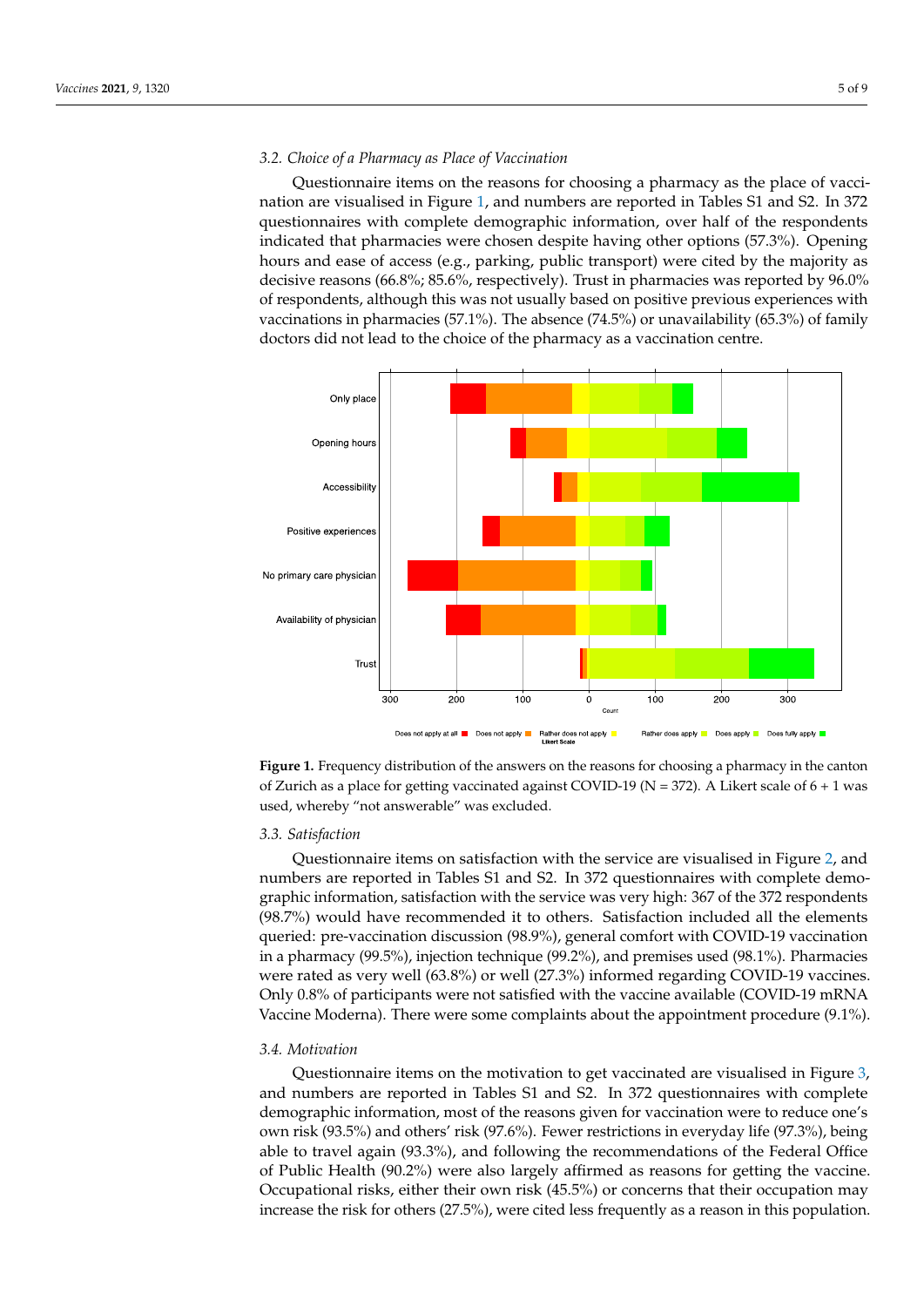### 3.2. Choice of a Pharmacy as Place of Vaccination

Questionnaire items on the reasons for choosing a pharmacy as the place of vaccination are visualised in Figure 1, and numbers are reported in Tables S1 and S2. In 372 questionnaires with complete demographic information, over half of the respondents indicated that pharmacies were chosen despite having other options (57.3%). Opening hours and ease of access (e.g., parking, public transport) were cited by the majority as decisive reasons (66.8%; 85.6%, respectively). Trust in pharmacies was reported by 96.0% of respondents, although this was not usually based on positive previous experiences with vaccinations in pharmacies (57.1%). The absence (74.5%) or unavailability (65.3%) of family doctors did not lead to the choice of the pharmacy as a vaccination centre.

**Figure 1.** Frequency distribution of the answers on the reasons for choosing a pharmacy in the canton of Zurich as a place for getting vaccinated against COVID-19 (N = 372). A Likert scale of 6 + 1 was used, whereby "not answerable" was excluded.

### 3.3. Satisfaction

Questionnaire items on satisfaction with the service are visualised in Figure 2, and numbers are reported in Tables S1 and S2. In 372 questionnaires with complete demographic information, satisfaction with the service was very high: 367 of the 372 respondents (98.7%) would have recommended it to others. Satisfaction included all the elements queried: pre-vaccination discussion (98.9%), general comfort with COVID-19 vaccination in a pharmacy (99.5%), injection technique (99.2%), and premises used (98.1%). Pharmacies were rated as very well (63.8%) or well (27.3%) informed regarding COVID-19 vaccines. Only 0.8% of participants were not satisfied with the vaccine available (COVID-19 mRNA Vaccine Moderna). There were some complaints about the appointment procedure (9.1%).

### 3.4. Motivation

Questionnaire items on the motivation to get vaccinated are visualised in Figure 3, and numbers are reported in Tables S1 and S2. In 372 questionnaires with complete demographic information, most of the reasons given for vaccination were to reduce one's own risk (93.5%) and others' risk (97.6%). Fewer restrictions in everyday life (97.3%), being able to travel again (93.3%), and following the recommendations of the Federal Office of Public Health (90.2%) were also largely affirmed as reasons for getting the vaccine. Occupational risks, either their own risk (45.5%) or concerns that their occupation may increase the risk for others (27.5%), were cited less frequently as a reason in this population.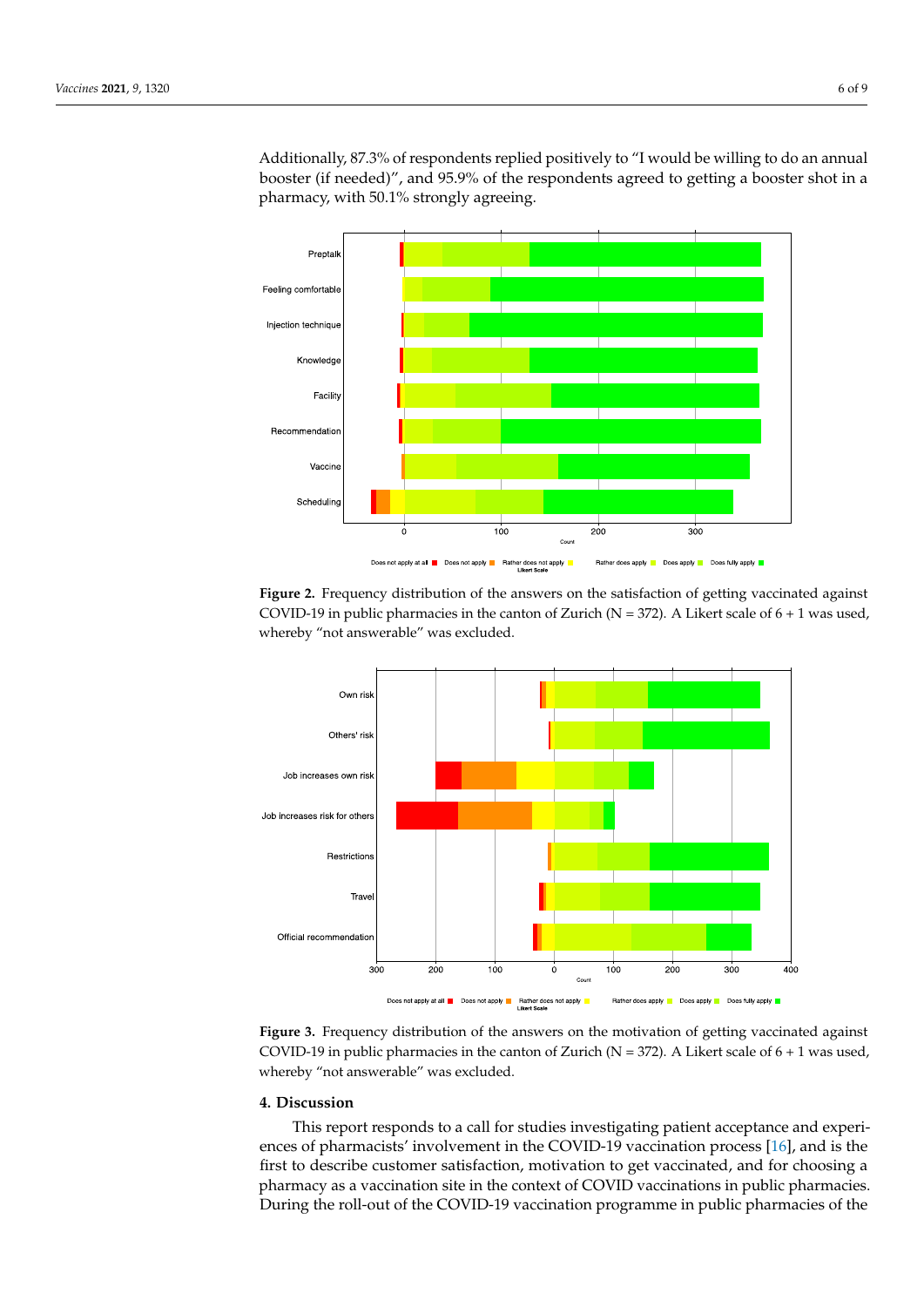Additionally, 87.3% of respondents replied positively to "I would be willing to do an annual booster (if needed)", and 95.9% of the respondents agreed to getting a booster shot in a pharmacy, with 50.1% strongly agreeing.

**Figure 2.** Frequency distribution of the answers on the satisfaction of getting vaccinated against COVID-19 in public pharmacies in the canton of Zurich (N = 372). A Likert scale of 6 + 1 was used, whereby "not answerable" was excluded.

**Figure 3.** Frequency distribution of the answers on the motivation of getting vaccinated against COVID-19 in public pharmacies in the canton of Zurich (N = 372). A Likert scale of 6 + 1 was used, whereby "not answerable" was excluded.

## 4. Discussion

This report responds to a call for studies investigating patient acceptance and experiences of pharmacists' involvement in the COVID-19 vaccination process [16], and is the first to describe customer satisfaction, motivation to get vaccinated, and for choosing a pharmacy as a vaccination site in the context of COVID vaccinations in public pharmacies. During the roll-out of the COVID-19 vaccination programme in public pharmacies of the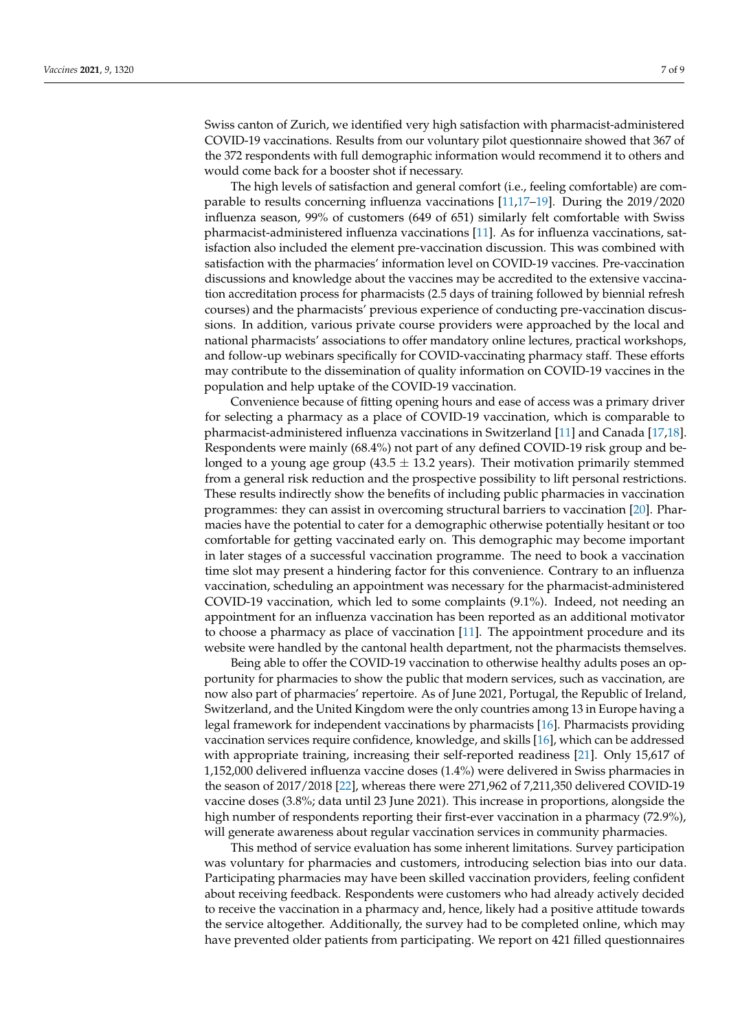Swiss canton of Zurich, we identified very high satisfaction with pharmacist-administered COVID-19 vaccinations. Results from our voluntary pilot questionnaire showed that 367 of the 372 respondents with full demographic information would recommend it to others and would come back for a booster shot if necessary.

The high levels of satisfaction and general comfort (i.e., feeling comfortable) are comparable to results concerning influenza vaccinations [11,17–19]. During the 2019/2020 influenza season, 99% of customers (649 of 651) similarly felt comfortable with Swiss pharmacist-administered influenza vaccinations [11]. As for influenza vaccinations, satisfaction also included the element pre-vaccination discussion. This was combined with satisfaction with the pharmacies' information level on COVID-19 vaccines. Pre-vaccination discussions and knowledge about the vaccines may be accredited to the extensive vaccination accreditation process for pharmacists (2.5 days of training followed by biennial refresh courses) and the pharmacists' previous experience of conducting pre-vaccination discussions. In addition, various private course providers were approached by the local and national pharmacists' associations to offer mandatory online lectures, practical workshops, and follow-up webinars specifically for COVID-vaccinating pharmacy staff. These efforts may contribute to the dissemination of quality information on COVID-19 vaccines in the population and help uptake of the COVID-19 vaccination.

Convenience because of fitting opening hours and ease of access was a primary driver for selecting a pharmacy as a place of COVID-19 vaccination, which is comparable to pharmacist-administered influenza vaccinations in Switzerland [11] and Canada [17,18]. Respondents were mainly (68.4%) not part of any defined COVID-19 risk group and belonged to a young age group (43.5 $\pm$ 13.2 years). Their motivation primarily stemmed from a general risk reduction and the prospective possibility to lift personal restrictions. These results indirectly show the benefits of including public pharmacies in vaccination programmes: they can assist in overcoming structural barriers to vaccination [20]. Pharmacies have the potential to cater for a demographic otherwise potentially hesitant or too comfortable for getting vaccinated early on. This demographic may become important in later stages of a successful vaccination programme. The need to book a vaccination time slot may present a hindering factor for this convenience. Contrary to an influenza vaccination, scheduling an appointment was necessary for the pharmacist-administered COVID-19 vaccination, which led to some complaints (9.1%). Indeed, not needing an appointment for an influenza vaccination has been reported as an additional motivator to choose a pharmacy as place of vaccination [11]. The appointment procedure and its website were handled by the cantonal health department, not the pharmacists themselves.

Being able to offer the COVID-19 vaccination to otherwise healthy adults poses an opportunity for pharmacies to show the public that modern services, such as vaccination, are now also part of pharmacies' repertoire. As of June 2021, Portugal, the Republic of Ireland, Switzerland, and the United Kingdom were the only countries among 13 in Europe having a legal framework for independent vaccinations by pharmacists [16]. Pharmacists providing vaccination services require confidence, knowledge, and skills [16], which can be addressed with appropriate training, increasing their self-reported readiness [21]. Only 15,617 of 1,152,000 delivered influenza vaccine doses (1.4%) were delivered in Swiss pharmacies in the season of 2017/2018 [22], whereas there were 271,962 of 7,211,350 delivered COVID-19 vaccine doses (3.8%; data until 23 June 2021). This increase in proportions, alongside the high number of respondents reporting their first-ever vaccination in a pharmacy (72.9%), will generate awareness about regular vaccination services in community pharmacies.

This method of service evaluation has some inherent limitations. Survey participation was voluntary for pharmacies and customers, introducing selection bias into our data. Participating pharmacies may have been skilled vaccination providers, feeling confident about receiving feedback. Respondents were customers who had already actively decided to receive the vaccination in a pharmacy and, hence, likely had a positive attitude towards the service altogether. Additionally, the survey had to be completed online, which may have prevented older patients from participating. We report on 421 filled questionnaires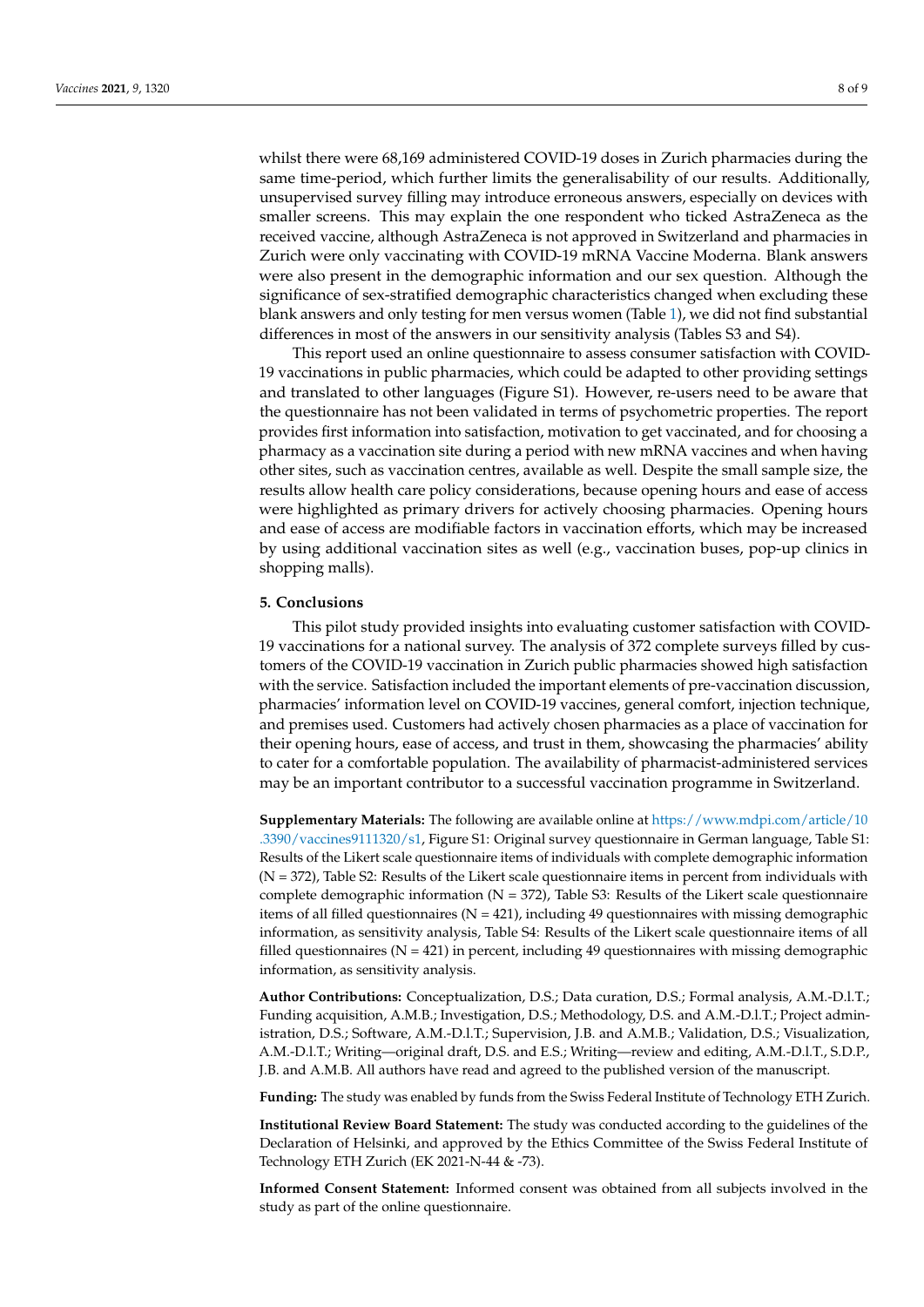whilst there were 68,169 administered COVID-19 doses in Zurich pharmacies during the same time-period, which further limits the generalisability of our results. Additionally, unsupervised survey filling may introduce erroneous answers, especially on devices with smaller screens. This may explain the one respondent who ticked AstraZeneca as the received vaccine, although AstraZeneca is not approved in Switzerland and pharmacies in Zurich were only vaccinating with COVID-19 mRNA Vaccine Moderna. Blank answers were also present in the demographic information and our sex question. Although the significance of sex-stratified demographic characteristics changed when excluding these blank answers and only testing for men versus women (Table 1), we did not find substantial differences in most of the answers in our sensitivity analysis (Tables S3 and S4).

This report used an online questionnaire to assess consumer satisfaction with COVID-19 vaccinations in public pharmacies, which could be adapted to other providing settings and translated to other languages (Figure S1). However, re-users need to be aware that the questionnaire has not been validated in terms of psychometric properties. The report provides first information into satisfaction, motivation to get vaccinated, and for choosing a pharmacy as a vaccination site during a period with new mRNA vaccines and when having other sites, such as vaccination centres, available as well. Despite the small sample size, the results allow health care policy considerations, because opening hours and ease of access were highlighted as primary drivers for actively choosing pharmacies. Opening hours and ease of access are modifiable factors in vaccination efforts, which may be increased by using additional vaccination sites as well (e.g., vaccination buses, pop-up clinics in shopping malls).

## 5. Conclusions

This pilot study provided insights into evaluating customer satisfaction with COVID-19 vaccinations for a national survey. The analysis of 372 complete surveys filled by customers of the COVID-19 vaccination in Zurich public pharmacies showed high satisfaction with the service. Satisfaction included the important elements of pre-vaccination discussion, pharmacies' information level on COVID-19 vaccines, general comfort, injection technique, and premises used. Customers had actively chosen pharmacies as a place of vaccination for their opening hours, ease of access, and trust in them, showcasing the pharmacies' ability to cater for a comfortable population. The availability of pharmacist-administered services may be an important contributor to a successful vaccination programme in Switzerland.

**Supplementary Materials:** The following are available online at https://www.mdpi.com/article/10.3390/vaccines9111320/s1, Figure S1: Original survey questionnaire in German language, Table S1: Results of the Likert scale questionnaire items of individuals with complete demographic information (N = 372), Table S2: Results of the Likert scale questionnaire items in percent from individuals with complete demographic information (N = 372), Table S3: Results of the Likert scale questionnaire items of all filled questionnaires (N = 421), including 49 questionnaires with missing demographic information, as sensitivity analysis, Table S4: Results of the Likert scale questionnaire items of all filled questionnaires (N = 421) in percent, including 49 questionnaires with missing demographic information, as sensitivity analysis.

**Author Contributions:** Conceptualization, D.S.; Data curation, D.S.; Formal analysis, A.M.-D.l.T.; Funding acquisition, A.M.B.; Investigation, D.S.; Methodology, D.S. and A.M.-D.l.T.; Project administration, D.S.; Software, A.M.-D.l.T.; Supervision, J.B. and A.M.B.; Validation, D.S.; Visualization, A.M.-D.l.T.; Writing—original draft, D.S. and E.S.; Writing—review and editing, A.M.-D.l.T., S.D.P., J.B. and A.M.B. All authors have read and agreed to the published version of the manuscript.

**Funding:** The study was enabled by funds from the Swiss Federal Institute of Technology ETH Zurich.

**Institutional Review Board Statement:** The study was conducted according to the guidelines of the Declaration of Helsinki, and approved by the Ethics Committee of the Swiss Federal Institute of Technology ETH Zurich (EK 2021-N-44 & -73).

**Informed Consent Statement:** Informed consent was obtained from all subjects involved in the study as part of the online questionnaire.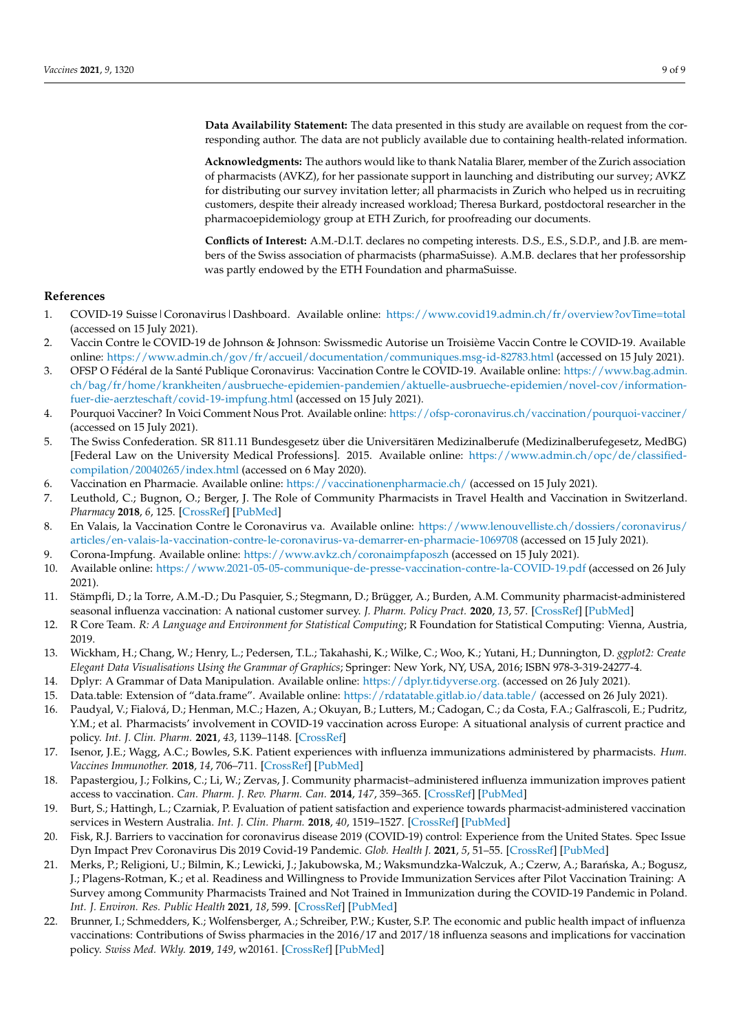**Data Availability Statement:** The data presented in this study are available on request from the corresponding author. The data are not publicly available due to containing health-related information.

**Acknowledgments:** The authors would like to thank Natalia Blarer, member of the Zurich association of pharmacists (AVKZ), for her passionate support in launching and distributing our survey; AVKZ for distributing our survey invitation letter; all pharmacists in Zurich who helped us in recruiting customers, despite their already increased workload; Theresa Burkard, postdoctoral researcher in the pharmacoepidemiology group at ETH Zurich, for proofreading our documents.

**Conflicts of Interest:** A.M.-D.l.T. declares no competing interests. D.S., E.S., S.D.P., and J.B. are members of the Swiss association of pharmacists (pharmaSuisse). A.M.B. declares that her professorship was partly endowed by the ETH Foundation and pharmaSuisse.

## References

1. COVID-19 Suisse | Coronavirus | Dashboard. Available online: https://www.covid19.admin.ch/fr/overview?ovTime=total (accessed on 15 July 2021).
2. Vaccin Contre le COVID-19 de Johnson & Johnson: Swissmedic Autorise un Troisième Vaccin Contre le COVID-19. Available online: https://www.admin.ch/gov/fr/accueil/documentation/communiques.msg-id-82783.html (accessed on 15 July 2021).
3. OFSP O Fédéral de la Santé Publique Coronavirus: Vaccination Contre le COVID-19. Available online: https://www.bag.admin.ch/bag/fr/home/krankheiten/ausbrueche-epidemien-pandemien/aktuelle-ausbrueche-epidemien/novel-cov/information-fuer-die-aerzteschaft/covid-19-impfung.html (accessed on 15 July 2021).
4. Pourquoi Vacciner? In Voici Comment Nous Prot. Available online: https://ofsp-coronavirus.ch/vaccination/pourquoi-vacciner/ (accessed on 15 July 2021).
5. The Swiss Confederation. SR 811.11 Bundesgesetz über die Universitären Medizinalberufe (Medizinalberufegesetz, MedBG) [Federal Law on the University Medical Professions]. 2015. Available online: https://www.admin.ch/opc/de/classified-compilation/20040265/index.html (accessed on 6 May 2020).
6. Vaccination en Pharmacie. Available online: https://vaccinationenpharmacie.ch/ (accessed on 15 July 2021).
7. Leuthold, C.; Bugnon, O.; Berger, J. The Role of Community Pharmacists in Travel Health and Vaccination in Switzerland. *Pharmacy* **2018**, *6*, 125. [CrossRef] [PubMed]
8. En Valais, la Vaccination Contre le Coronavirus va. Available online: https://www.lenouvelliste.ch/dossiers/coronavirus/articles/en-valais-la-vaccination-contre-le-coronavirus-va-demarrer-en-pharmacie-1069708 (accessed on 15 July 2021).
9. Corona-Impfung. Available online: https://www.avkz.ch/coronaimpfaposzh (accessed on 15 July 2021).
10. Available online: https://www.2021-05-05-communique-de-presse-vaccination-contre-la-COVID-19.pdf (accessed on 26 July 2021).
11. Stämpfli, D.; la Torre, A.M.-D.; Du Pasquier, S.; Stegmann, D.; Brügger, A.; Burden, A.M. Community pharmacist-administered seasonal influenza vaccination: A national customer survey. *J. Pharm. Policy Pract.* **2020**, *13*, 57. [CrossRef] [PubMed]
12. R Core Team. *R: A Language and Environment for Statistical Computing*; R Foundation for Statistical Computing: Vienna, Austria, 2019.
13. Wickham, H.; Chang, W.; Henry, L.; Pedersen, T.L.; Takahashi, K.; Wilke, C.; Woo, K.; Yutani, H.; Dunnington, D. *ggplot2: Create Elegant Data Visualisations Using the Grammar of Graphics*; Springer: New York, NY, USA, 2016; ISBN 978-3-319-24277-4.
14. Dplyr: A Grammar of Data Manipulation. Available online: https://dplyr.tidyverse.org. (accessed on 26 July 2021).
15. Data.table: Extension of "data.frame". Available online: https://rdatatable.gitlab.io/data.table/ (accessed on 26 July 2021).
16. Paudyal, V.; Fialová, D.; Henman, M.C.; Hazen, A.; Okuyan, B.; Lutters, M.; Cadogan, C.; da Costa, F.A.; Galfrascoli, E.; Pudritz, Y.M.; et al. Pharmacists' involvement in COVID-19 vaccination across Europe: A situational analysis of current practice and policy. *Int. J. Clin. Pharm.* **2021**, *43*, 1139–1148. [CrossRef]
17. Isenor, J.E.; Wagg, A.C.; Bowles, S.K. Patient experiences with influenza immunizations administered by pharmacists. *Hum. Vaccines Immunother.* **2018**, *14*, 706–711. [CrossRef] [PubMed]
18. Papastergiou, J.; Folkins, C.; Li, W.; Zervas, J. Community pharmacist–administered influenza immunization improves patient access to vaccination. *Can. Pharm. J. Rev. Pharm. Can.* **2014**, *147*, 359–365. [CrossRef] [PubMed]
19. Burt, S.; Hattingh, L.; Czarniak, P. Evaluation of patient satisfaction and experience towards pharmacist-administered vaccination services in Western Australia. *Int. J. Clin. Pharm.* **2018**, *40*, 1519–1527. [CrossRef] [PubMed]
20. Fisk, R.J. Barriers to vaccination for coronavirus disease 2019 (COVID-19) control: Experience from the United States. Spec Issue Dyn Impact Prev Coronavirus Dis 2019 Covid-19 Pandemic. *Glob. Health J.* **2021**, *5*, 51–55. [CrossRef] [PubMed]
21. Merks, P.; Religioni, U.; Bilmin, K.; Lewicki, J.; Jakubowska, M.; Waksmundzka-Walczuk, A.; Czerw, A.; Barańska, A.; Bogusz, J.; Plagens-Rotman, K.; et al. Readiness and Willingness to Provide Immunization Services after Pilot Vaccination Training: A Survey among Community Pharmacists Trained and Not Trained in Immunization during the COVID-19 Pandemic in Poland. *Int. J. Environ. Res. Public Health* **2021**, *18*, 599. [CrossRef] [PubMed]
22. Brunner, I.; Schmedders, K.; Wolfensberger, A.; Schreiber, P.W.; Kuster, S.P. The economic and public health impact of influenza vaccinations: Contributions of Swiss pharmacies in the 2016/17 and 2017/18 influenza seasons and implications for vaccination policy. *Swiss Med. Wkly.* **2019**, *149*, w20161. [CrossRef] [PubMed]